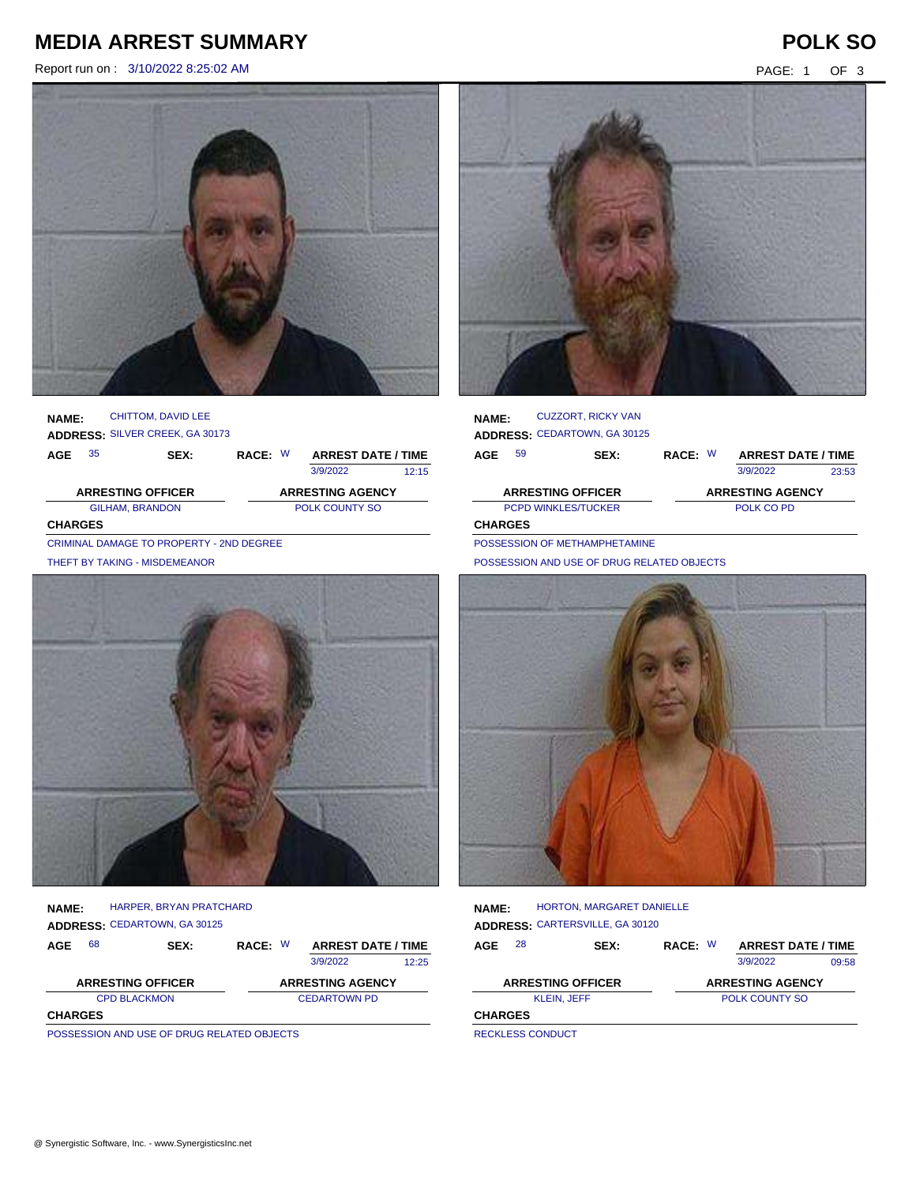# MEDIA ARREST SUMMARY

**POLK SO**

Report run on : 3/10/2022 8:25:02 AM

---

**NAME:** CHITTOM, DAVID LEE
**ADDRESS:** SILVER CREEK, GA 30173

| AGE | SEX: | RACE: | ARREST DATE / TIME | |
|---|---|---|---|---|
| 35 | | W | 3/9/2022 | 12:15 |

| ARRESTING OFFICER | ARRESTING AGENCY |
|---|---|
| GILHAM, BRANDON | POLK COUNTY SO |

**CHARGES**

CRIMINAL DAMAGE TO PROPERTY - 2ND DEGREE

THEFT BY TAKING - MISDEMEANOR

---

**NAME:** CUZZORT, RICKY VAN
**ADDRESS:** CEDARTOWN, GA 30125

| AGE | SEX: | RACE: | ARREST DATE / TIME | |
|---|---|---|---|---|
| 59 | | W | 3/9/2022 | 23:53 |

| ARRESTING OFFICER | ARRESTING AGENCY |
|---|---|
| PCPD WINKLES/TUCKER | POLK CO PD |

**CHARGES**

POSSESSION OF METHAMPHETAMINE

POSSESSION AND USE OF DRUG RELATED OBJECTS

---

**NAME:** HARPER, BRYAN PRATCHARD
**ADDRESS:** CEDARTOWN, GA 30125

| AGE | SEX: | RACE: | ARREST DATE / TIME | |
|---|---|---|---|---|
| 68 | | W | 3/9/2022 | 12:25 |

| ARRESTING OFFICER | ARRESTING AGENCY |
|---|---|
| CPD BLACKMON | CEDARTOWN PD |

**CHARGES**

POSSESSION AND USE OF DRUG RELATED OBJECTS

---

**NAME:** HORTON, MARGARET DANIELLE
**ADDRESS:** CARTERSVILLE, GA 30120

| AGE | SEX: | RACE: | ARREST DATE / TIME | |
|---|---|---|---|---|
| 28 | | W | 3/9/2022 | 09:58 |

| ARRESTING OFFICER | ARRESTING AGENCY |
|---|---|
| KLEIN, JEFF | POLK COUNTY SO |

**CHARGES**

RECKLESS CONDUCT

@ Synergistic Software, Inc. - www.SynergisticsInc.net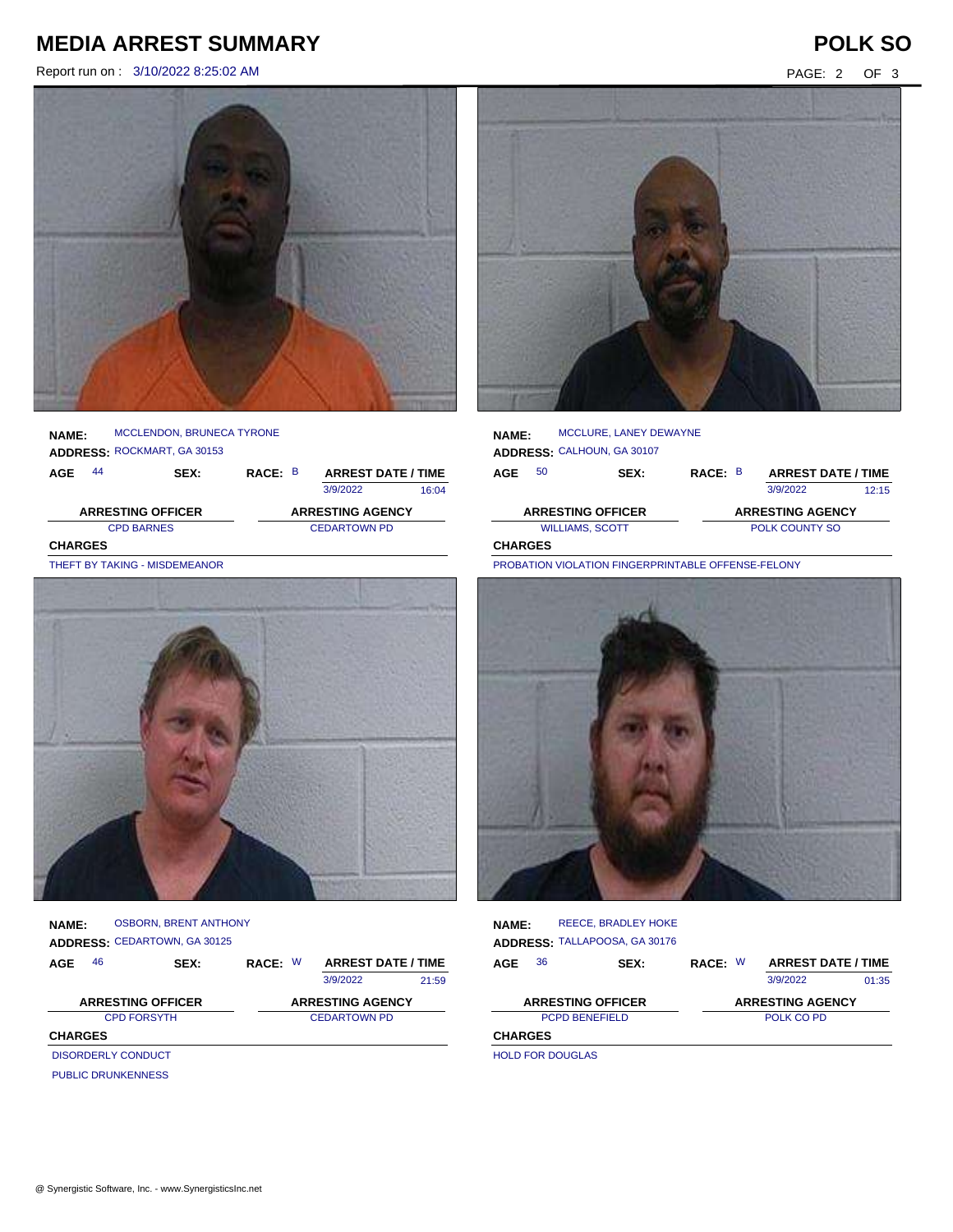# MEDIA ARREST SUMMARY

## POLK SO

Report run on : 3/10/2022 8:25:02 AM

**NAME:** MCCLENDON, BRUNECA TYRONE
**ADDRESS:** ROCKMART, GA 30153

| AGE | SEX: | RACE: | ARREST DATE / TIME | |
|---|---|---|---|---|
| 44 | | B | 3/9/2022 | 16:04 |

| ARRESTING OFFICER | ARRESTING AGENCY |
|---|---|
| CPD BARNES | CEDARTOWN PD |

**CHARGES**

THEFT BY TAKING - MISDEMEANOR

**NAME:** MCCLURE, LANEY DEWAYNE
**ADDRESS:** CALHOUN, GA 30107

| AGE | SEX: | RACE: | ARREST DATE / TIME | |
|---|---|---|---|---|
| 50 | | B | 3/9/2022 | 12:15 |

| ARRESTING OFFICER | ARRESTING AGENCY |
|---|---|
| WILLIAMS, SCOTT | POLK COUNTY SO |

**CHARGES**

PROBATION VIOLATION FINGERPRINTABLE OFFENSE-FELONY

**NAME:** OSBORN, BRENT ANTHONY
**ADDRESS:** CEDARTOWN, GA 30125

| AGE | SEX: | RACE: | ARREST DATE / TIME | |
|---|---|---|---|---|
| 46 | | W | 3/9/2022 | 21:59 |

| ARRESTING OFFICER | ARRESTING AGENCY |
|---|---|
| CPD FORSYTH | CEDARTOWN PD |

**CHARGES**

DISORDERLY CONDUCT

PUBLIC DRUNKENNESS

**NAME:** REECE, BRADLEY HOKE
**ADDRESS:** TALLAPOOSA, GA 30176

| AGE | SEX: | RACE: | ARREST DATE / TIME | |
|---|---|---|---|---|
| 36 | | W | 3/9/2022 | 01:35 |

| ARRESTING OFFICER | ARRESTING AGENCY |
|---|---|
| PCPD BENEFIELD | POLK CO PD |

**CHARGES**

HOLD FOR DOUGLAS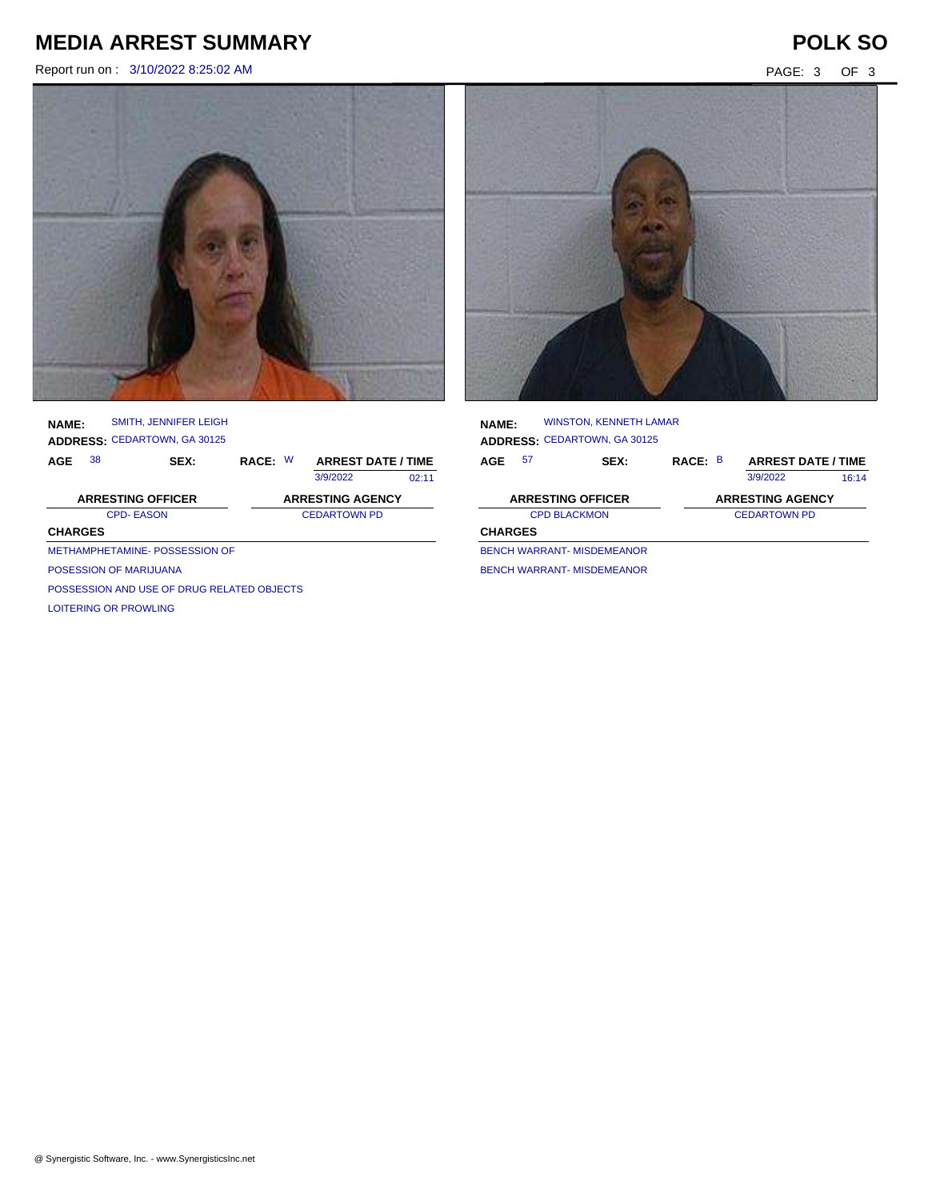# MEDIA ARREST SUMMARY

# POLK SO

Report run on : 3/10/2022 8:25:02 AM

**NAME:** SMITH, JENNIFER LEIGH
**ADDRESS:** CEDARTOWN, GA 30125

**AGE** 38 **SEX:** **RACE:** W

**ARREST DATE / TIME** 3/9/2022 02:11

**ARRESTING OFFICER** CPD- EASON

**ARRESTING AGENCY** CEDARTOWN PD

**CHARGES**

METHAMPHETAMINE- POSSESSION OF
POSESSION OF MARIJUANA
POSSESSION AND USE OF DRUG RELATED OBJECTS
LOITERING OR PROWLING

**NAME:** WINSTON, KENNETH LAMAR
**ADDRESS:** CEDARTOWN, GA 30125

**AGE** 57 **SEX:** **RACE:** B

**ARREST DATE / TIME** 3/9/2022 16:14

**ARRESTING OFFICER** CPD BLACKMON

**ARRESTING AGENCY** CEDARTOWN PD

**CHARGES**

BENCH WARRANT- MISDEMEANOR
BENCH WARRANT- MISDEMEANOR

@ Synergistic Software, Inc. - www.SynergisticsInc.net